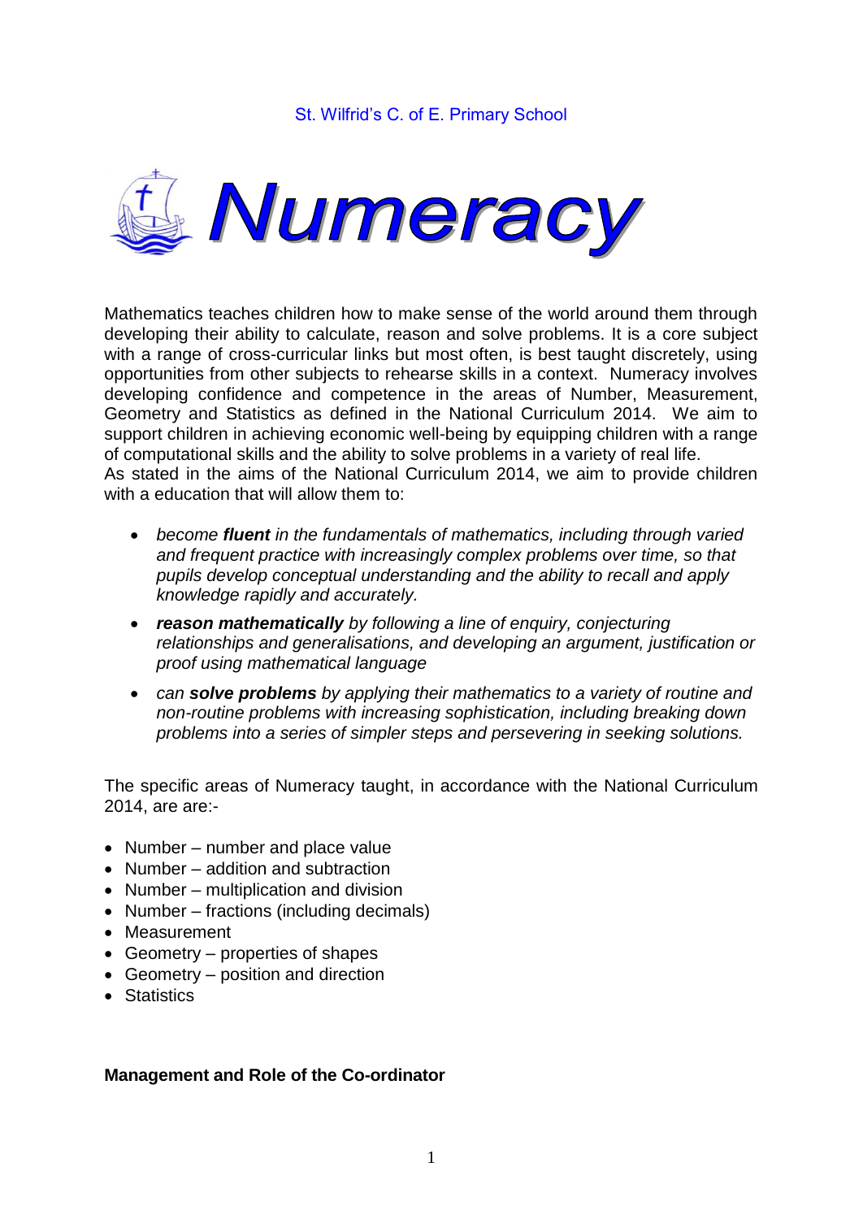St. Wilfrid's C. of E. Primary School

# Numeracy

Mathematics teaches children how to make sense of the world around them through developing their ability to calculate, reason and solve problems. It is a core subject with a range of cross-curricular links but most often, is best taught discretely, using opportunities from other subjects to rehearse skills in a context. Numeracy involves developing confidence and competence in the areas of Number, Measurement, Geometry and Statistics as defined in the National Curriculum 2014. We aim to support children in achieving economic well-being by equipping children with a range of computational skills and the ability to solve problems in a variety of real life.
As stated in the aims of the National Curriculum 2014, we aim to provide children with a education that will allow them to:

- *become **fluent** in the fundamentals of mathematics, including through varied and frequent practice with increasingly complex problems over time, so that pupils develop conceptual understanding and the ability to recall and apply knowledge rapidly and accurately.*
- ***reason mathematically** by following a line of enquiry, conjecturing relationships and generalisations, and developing an argument, justification or proof using mathematical language*
- *can **solve problems** by applying their mathematics to a variety of routine and non-routine problems with increasing sophistication, including breaking down problems into a series of simpler steps and persevering in seeking solutions.*

The specific areas of Numeracy taught, in accordance with the National Curriculum 2014, are are:-

- Number – number and place value
- Number – addition and subtraction
- Number – multiplication and division
- Number – fractions (including decimals)
- Measurement
- Geometry – properties of shapes
- Geometry – position and direction
- Statistics

**Management and Role of the Co-ordinator**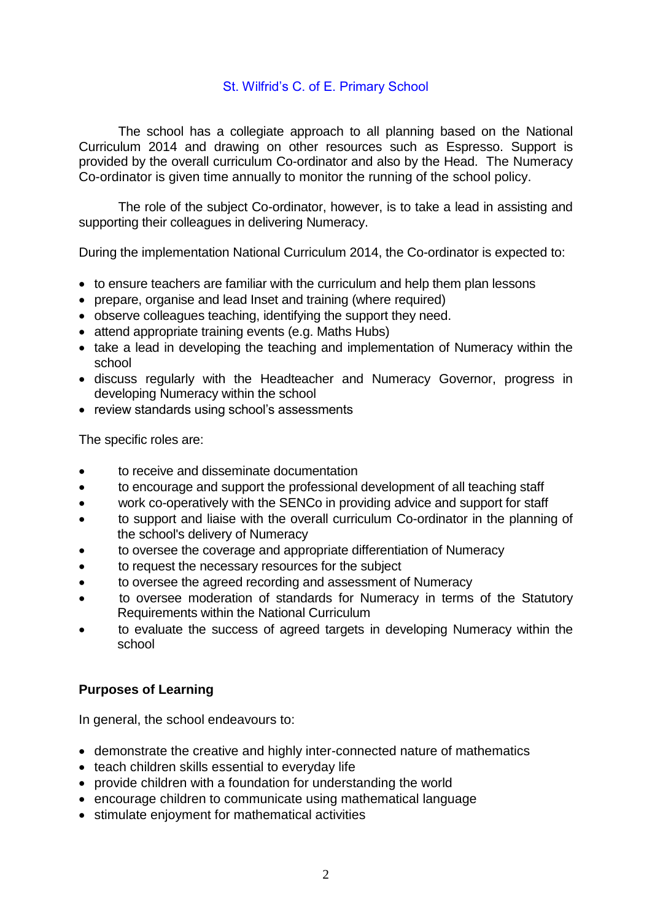St. Wilfrid's C. of E. Primary School

The school has a collegiate approach to all planning based on the National Curriculum 2014 and drawing on other resources such as Espresso. Support is provided by the overall curriculum Co-ordinator and also by the Head. The Numeracy Co-ordinator is given time annually to monitor the running of the school policy.

The role of the subject Co-ordinator, however, is to take a lead in assisting and supporting their colleagues in delivering Numeracy.

During the implementation National Curriculum 2014, the Co-ordinator is expected to:

- to ensure teachers are familiar with the curriculum and help them plan lessons
- prepare, organise and lead Inset and training (where required)
- observe colleagues teaching, identifying the support they need.
- attend appropriate training events (e.g. Maths Hubs)
- take a lead in developing the teaching and implementation of Numeracy within the school
- discuss regularly with the Headteacher and Numeracy Governor, progress in developing Numeracy within the school
- review standards using school's assessments

The specific roles are:

- to receive and disseminate documentation
- to encourage and support the professional development of all teaching staff
- work co-operatively with the SENCo in providing advice and support for staff
- to support and liaise with the overall curriculum Co-ordinator in the planning of the school's delivery of Numeracy
- to oversee the coverage and appropriate differentiation of Numeracy
- to request the necessary resources for the subject
- to oversee the agreed recording and assessment of Numeracy
- to oversee moderation of standards for Numeracy in terms of the Statutory Requirements within the National Curriculum
- to evaluate the success of agreed targets in developing Numeracy within the school

**Purposes of Learning**

In general, the school endeavours to:

- demonstrate the creative and highly inter-connected nature of mathematics
- teach children skills essential to everyday life
- provide children with a foundation for understanding the world
- encourage children to communicate using mathematical language
- stimulate enjoyment for mathematical activities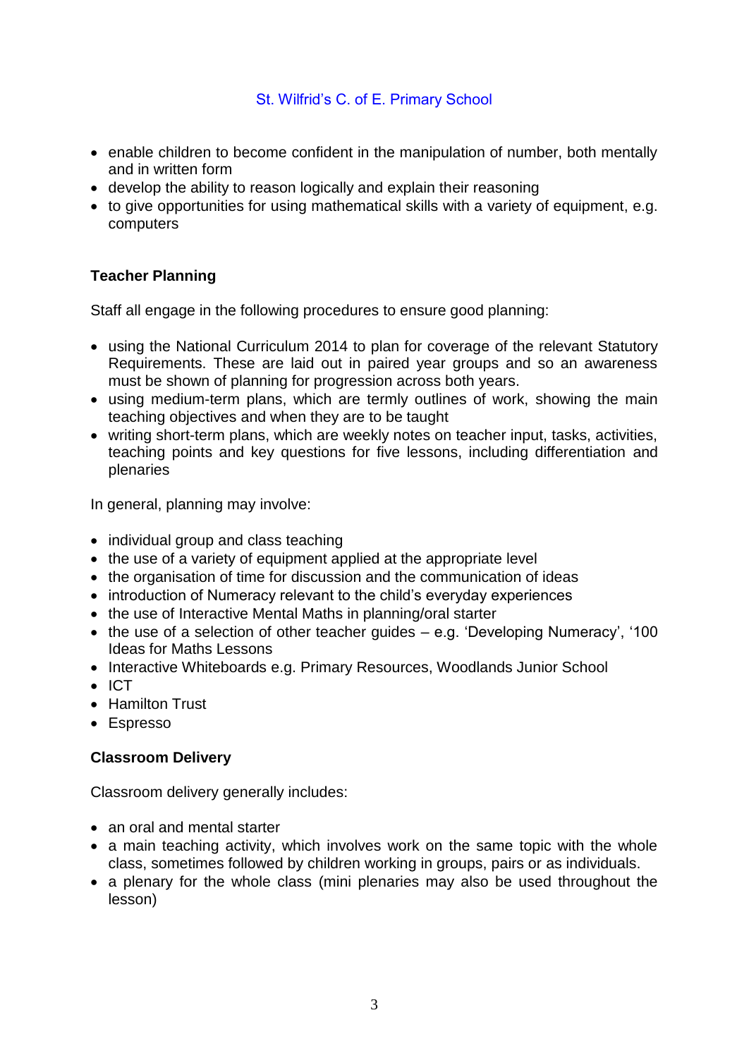- enable children to become confident in the manipulation of number, both mentally and in written form
- develop the ability to reason logically and explain their reasoning
- to give opportunities for using mathematical skills with a variety of equipment, e.g. computers

**Teacher Planning**

Staff all engage in the following procedures to ensure good planning:

- using the National Curriculum 2014 to plan for coverage of the relevant Statutory Requirements. These are laid out in paired year groups and so an awareness must be shown of planning for progression across both years.
- using medium-term plans, which are termly outlines of work, showing the main teaching objectives and when they are to be taught
- writing short-term plans, which are weekly notes on teacher input, tasks, activities, teaching points and key questions for five lessons, including differentiation and plenaries

In general, planning may involve:

- individual group and class teaching
- the use of a variety of equipment applied at the appropriate level
- the organisation of time for discussion and the communication of ideas
- introduction of Numeracy relevant to the child's everyday experiences
- the use of Interactive Mental Maths in planning/oral starter
- the use of a selection of other teacher guides – e.g. 'Developing Numeracy', '100 Ideas for Maths Lessons
- Interactive Whiteboards e.g. Primary Resources, Woodlands Junior School
- ICT
- Hamilton Trust
- Espresso

**Classroom Delivery**

Classroom delivery generally includes:

- an oral and mental starter
- a main teaching activity, which involves work on the same topic with the whole class, sometimes followed by children working in groups, pairs or as individuals.
- a plenary for the whole class (mini plenaries may also be used throughout the lesson)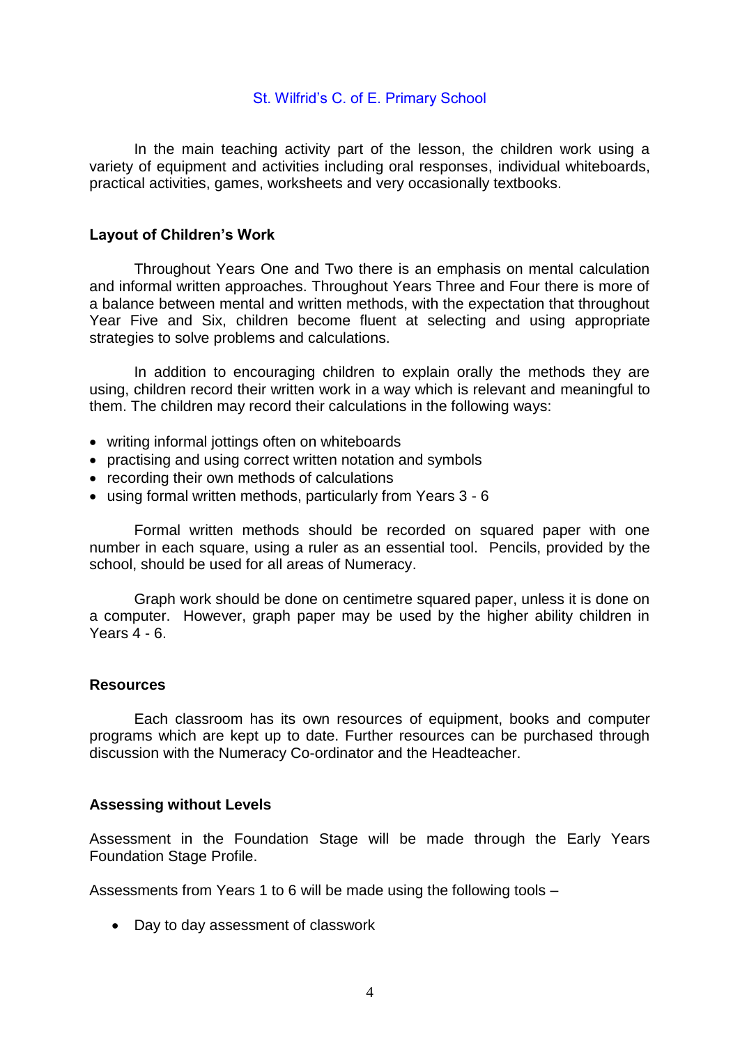In the main teaching activity part of the lesson, the children work using a variety of equipment and activities including oral responses, individual whiteboards, practical activities, games, worksheets and very occasionally textbooks.

### Layout of Children's Work

Throughout Years One and Two there is an emphasis on mental calculation and informal written approaches. Throughout Years Three and Four there is more of a balance between mental and written methods, with the expectation that throughout Year Five and Six, children become fluent at selecting and using appropriate strategies to solve problems and calculations.

In addition to encouraging children to explain orally the methods they are using, children record their written work in a way which is relevant and meaningful to them. The children may record their calculations in the following ways:

- writing informal jottings often on whiteboards
- practising and using correct written notation and symbols
- recording their own methods of calculations
- using formal written methods, particularly from Years 3 - 6

Formal written methods should be recorded on squared paper with one number in each square, using a ruler as an essential tool. Pencils, provided by the school, should be used for all areas of Numeracy.

Graph work should be done on centimetre squared paper, unless it is done on a computer. However, graph paper may be used by the higher ability children in Years 4 - 6.

### Resources

Each classroom has its own resources of equipment, books and computer programs which are kept up to date. Further resources can be purchased through discussion with the Numeracy Co-ordinator and the Headteacher.

### Assessing without Levels

Assessment in the Foundation Stage will be made through the Early Years Foundation Stage Profile.

Assessments from Years 1 to 6 will be made using the following tools –

- Day to day assessment of classwork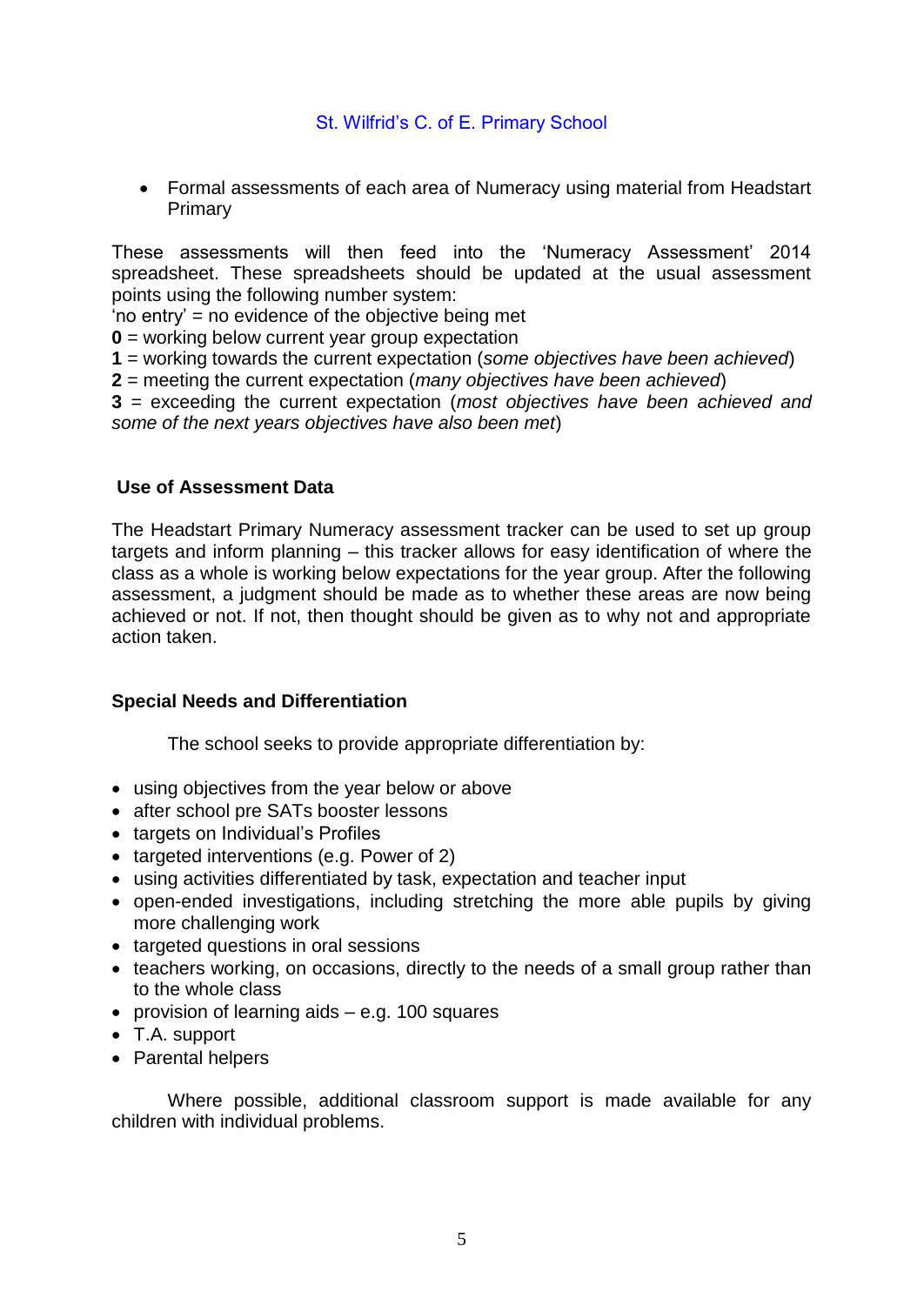- Formal assessments of each area of Numeracy using material from Headstart Primary

These assessments will then feed into the 'Numeracy Assessment' 2014 spreadsheet. These spreadsheets should be updated at the usual assessment points using the following number system:
'no entry' = no evidence of the objective being met
**0** = working below current year group expectation
**1** = working towards the current expectation (*some objectives have been achieved*)
**2** = meeting the current expectation (*many objectives have been achieved*)
**3** = exceeding the current expectation (*most objectives have been achieved and some of the next years objectives have also been met*)

### Use of Assessment Data

The Headstart Primary Numeracy assessment tracker can be used to set up group targets and inform planning – this tracker allows for easy identification of where the class as a whole is working below expectations for the year group. After the following assessment, a judgment should be made as to whether these areas are now being achieved or not. If not, then thought should be given as to why not and appropriate action taken.

### Special Needs and Differentiation

The school seeks to provide appropriate differentiation by:

- using objectives from the year below or above
- after school pre SATs booster lessons
- targets on Individual's Profiles
- targeted interventions (e.g. Power of 2)
- using activities differentiated by task, expectation and teacher input
- open-ended investigations, including stretching the more able pupils by giving more challenging work
- targeted questions in oral sessions
- teachers working, on occasions, directly to the needs of a small group rather than to the whole class
- provision of learning aids – e.g. 100 squares
- T.A. support
- Parental helpers

Where possible, additional classroom support is made available for any children with individual problems.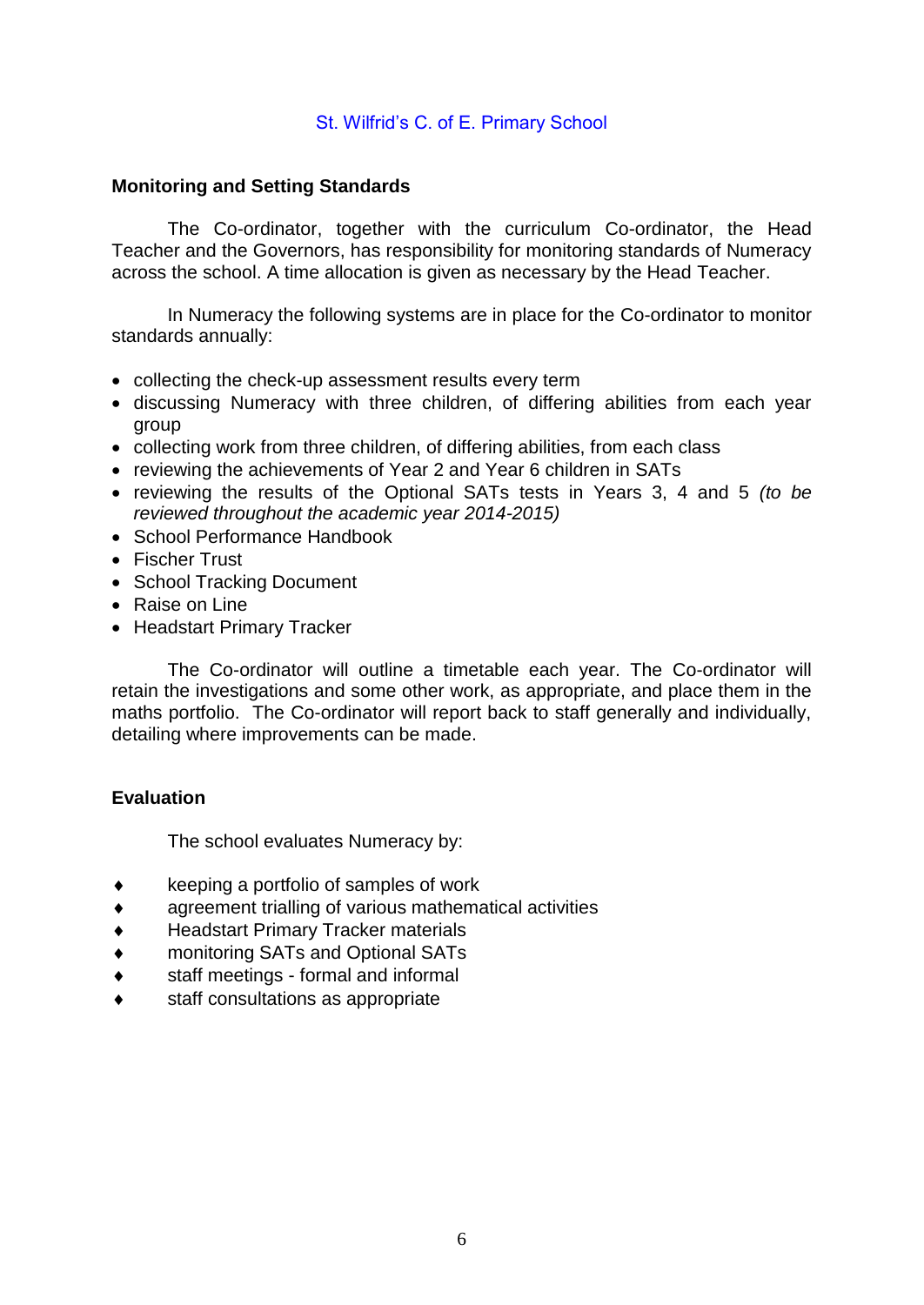St. Wilfrid's C. of E. Primary School

## Monitoring and Setting Standards

The Co-ordinator, together with the curriculum Co-ordinator, the Head Teacher and the Governors, has responsibility for monitoring standards of Numeracy across the school. A time allocation is given as necessary by the Head Teacher.

In Numeracy the following systems are in place for the Co-ordinator to monitor standards annually:

- collecting the check-up assessment results every term
- discussing Numeracy with three children, of differing abilities from each year group
- collecting work from three children, of differing abilities, from each class
- reviewing the achievements of Year 2 and Year 6 children in SATs
- reviewing the results of the Optional SATs tests in Years 3, 4 and 5 *(to be reviewed throughout the academic year 2014-2015)*
- School Performance Handbook
- Fischer Trust
- School Tracking Document
- Raise on Line
- Headstart Primary Tracker

The Co-ordinator will outline a timetable each year. The Co-ordinator will retain the investigations and some other work, as appropriate, and place them in the maths portfolio. The Co-ordinator will report back to staff generally and individually, detailing where improvements can be made.

## Evaluation

The school evaluates Numeracy by:

- keeping a portfolio of samples of work
- agreement trialling of various mathematical activities
- Headstart Primary Tracker materials
- monitoring SATs and Optional SATs
- staff meetings - formal and informal
- staff consultations as appropriate